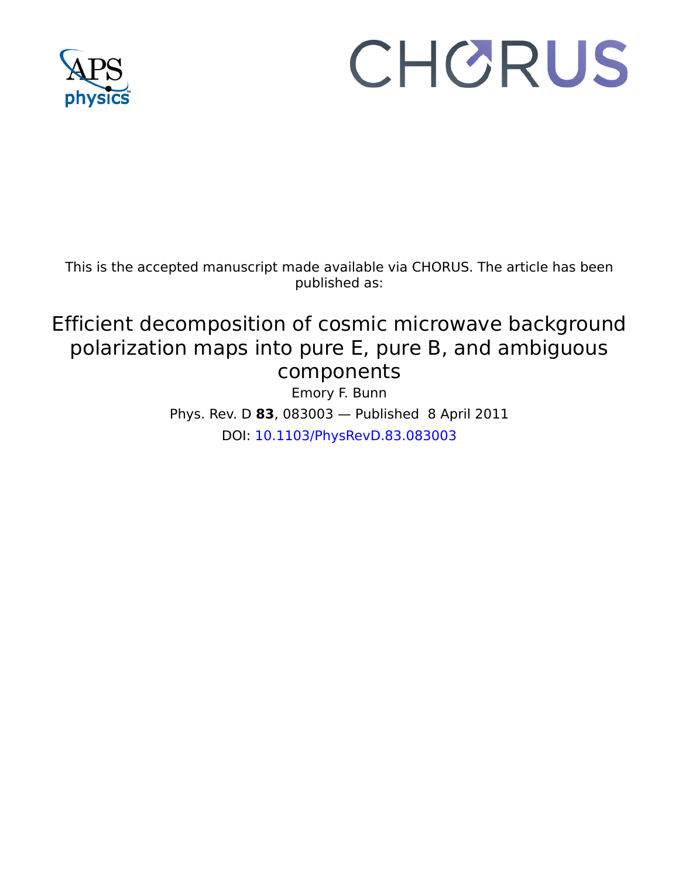This is the accepted manuscript made available via CHORUS. The article has been published as:

# Efficient decomposition of cosmic microwave background polarization maps into pure E, pure B, and ambiguous components

Emory F. Bunn

Phys. Rev. D **83**, 083003 — Published 8 April 2011

DOI: 10.1103/PhysRevD.83.083003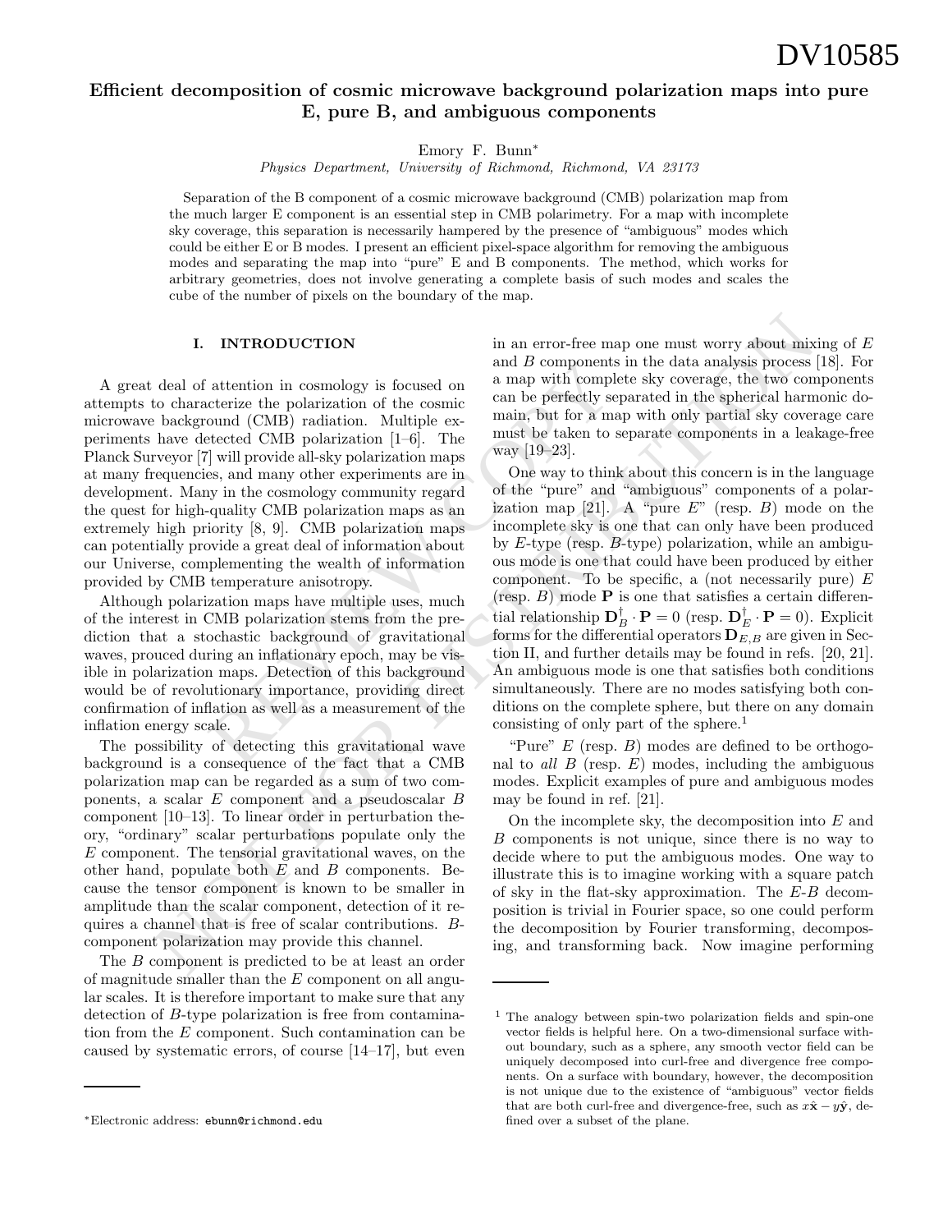# Efficient decomposition of cosmic microwave background polarization maps into pure E, pure B, and ambiguous components

Emory F. Bunn*

*Physics Department, University of Richmond, Richmond, VA 23173*

Separation of the B component of a cosmic microwave background (CMB) polarization map from the much larger E component is an essential step in CMB polarimetry. For a map with incomplete sky coverage, this separation is necessarily hampered by the presence of "ambiguous" modes which could be either E or B modes. I present an efficient pixel-space algorithm for removing the ambiguous modes and separating the map into "pure" E and B components. The method, which works for arbitrary geometries, does not involve generating a complete basis of such modes and scales the cube of the number of pixels on the boundary of the map.

## I. INTRODUCTION

A great deal of attention in cosmology is focused on attempts to characterize the polarization of the cosmic microwave background (CMB) radiation. Multiple experiments have detected CMB polarization [1–6]. The Planck Surveyor [7] will provide all-sky polarization maps at many frequencies, and many other experiments are in development. Many in the cosmology community regard the quest for high-quality CMB polarization maps as an extremely high priority [8, 9]. CMB polarization maps can potentially provide a great deal of information about our Universe, complementing the wealth of information provided by CMB temperature anisotropy.

Although polarization maps have multiple uses, much of the interest in CMB polarization stems from the prediction that a stochastic background of gravitational waves, prouced during an inflationary epoch, may be visible in polarization maps. Detection of this background would be of revolutionary importance, providing direct confirmation of inflation as well as a measurement of the inflation energy scale.

The possibility of detecting this gravitational wave background is a consequence of the fact that a CMB polarization map can be regarded as a sum of two components, a scalar $E$ component and a pseudoscalar $B$ component [10–13]. To linear order in perturbation theory, "ordinary" scalar perturbations populate only the $E$ component. The tensorial gravitational waves, on the other hand, populate both $E$ and $B$ components. Because the tensor component is known to be smaller in amplitude than the scalar component, detection of it requires a channel that is free of scalar contributions. $B$-component polarization may provide this channel.

The $B$ component is predicted to be at least an order of magnitude smaller than the $E$ component on all angular scales. It is therefore important to make sure that any detection of $B$-type polarization is free from contamination from the $E$ component. Such contamination can be caused by systematic errors, of course [14–17], but even in an error-free map one must worry about mixing of $E$ and $B$ components in the data analysis process [18]. For a map with complete sky coverage, the two components can be perfectly separated in the spherical harmonic domain, but for a map with only partial sky coverage care must be taken to separate components in a leakage-free way [19–23].

One way to think about this concern is in the language of the "pure" and "ambiguous" components of a polarization map [21]. A "pure $E$" (resp. $B$) mode on the incomplete sky is one that can only have been produced by $E$-type (resp. $B$-type) polarization, while an ambiguous mode is one that could have been produced by either component. To be specific, a (not necessarily pure) $E$ (resp. $B$) mode $\mathbf{P}$ is one that satisfies a certain differential relationship $\mathbf{D}_B^\dagger \cdot \mathbf{P} = 0$ (resp. $\mathbf{D}_E^\dagger \cdot \mathbf{P} = 0$). Explicit forms for the differential operators $\mathbf{D}_{E,B}$ are given in Section II, and further details may be found in refs. [20, 21]. An ambiguous mode is one that satisfies both conditions simultaneously. There are no modes satisfying both conditions on the complete sphere, but there on any domain consisting of only part of the sphere.[1]

"Pure" $E$ (resp. $B$) modes are defined to be orthogonal to *all* $B$ (resp. $E$) modes, including the ambiguous modes. Explicit examples of pure and ambiguous modes may be found in ref. [21].

On the incomplete sky, the decomposition into $E$ and $B$ components is not unique, since there is no way to decide where to put the ambiguous modes. One way to illustrate this is to imagine working with a square patch of sky in the flat-sky approximation. The $E$-$B$ decomposition is trivial in Fourier space, so one could perform the decomposition by Fourier transforming, decomposing, and transforming back. Now imagine performing

[1] The analogy between spin-two polarization fields and spin-one vector fields is helpful here. On a two-dimensional surface without boundary, such as a sphere, any smooth vector field can be uniquely decomposed into curl-free and divergence free components. On a surface with boundary, however, the decomposition is not unique due to the existence of "ambiguous" vector fields that are both curl-free and divergence-free, such as $x\hat{\mathbf{x}} - y\hat{\mathbf{y}}$, defined over a subset of the plane.

*Electronic address: ebunn@richmond.edu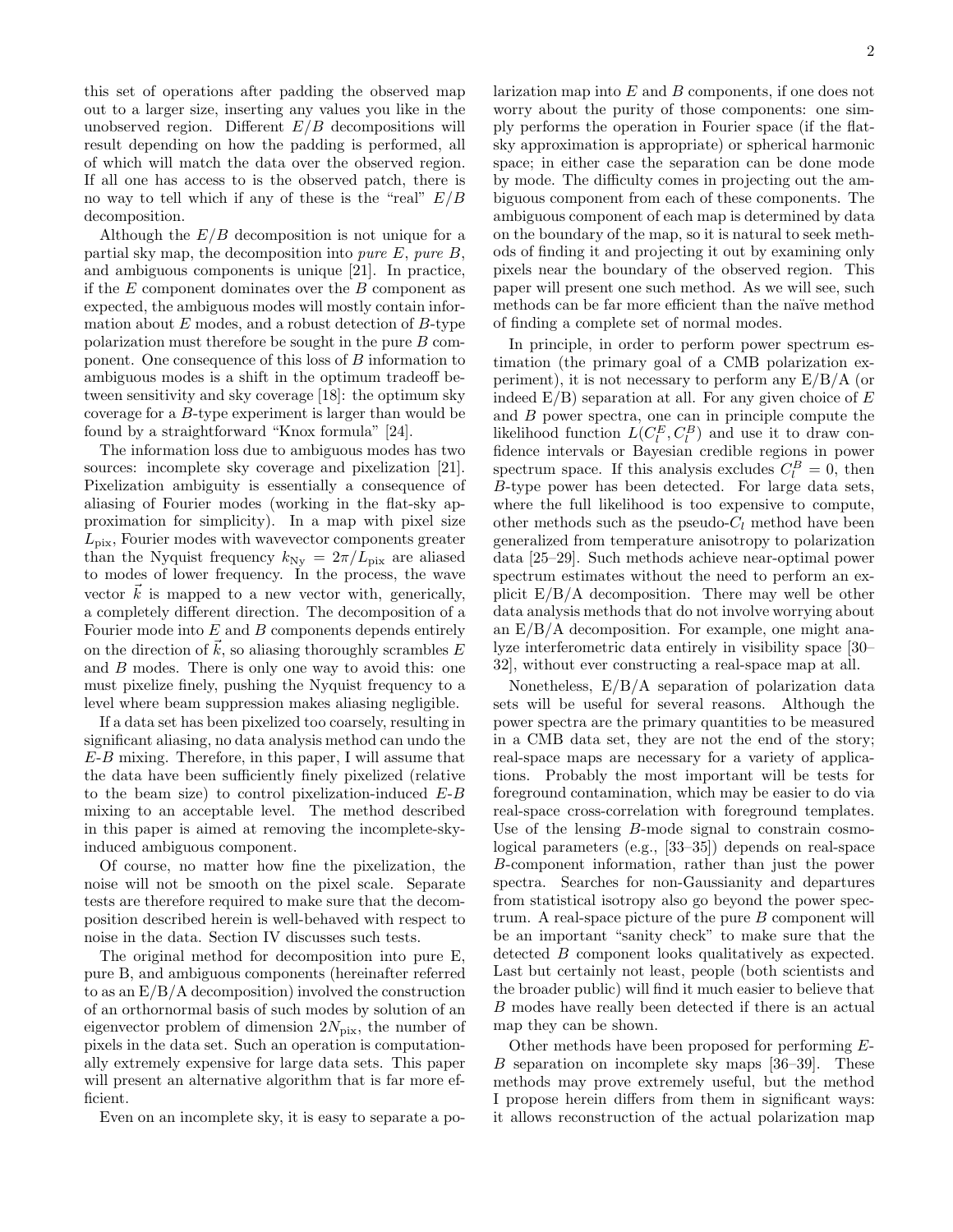this set of operations after padding the observed map out to a larger size, inserting any values you like in the unobserved region. Different $E/B$ decompositions will result depending on how the padding is performed, all of which will match the data over the observed region. If all one has access to is the observed patch, there is no way to tell which if any of these is the "real" $E/B$ decomposition.

Although the $E/B$ decomposition is not unique for a partial sky map, the decomposition into *pure E*, *pure B*, and ambiguous components is unique [21]. In practice, if the $E$ component dominates over the $B$ component as expected, the ambiguous modes will mostly contain information about $E$ modes, and a robust detection of $B$-type polarization must therefore be sought in the pure $B$ component. One consequence of this loss of $B$ information to ambiguous modes is a shift in the optimum tradeoff between sensitivity and sky coverage [18]: the optimum sky coverage for a $B$-type experiment is larger than would be found by a straightforward "Knox formula" [24].

The information loss due to ambiguous modes has two sources: incomplete sky coverage and pixelization [21]. Pixelization ambiguity is essentially a consequence of aliasing of Fourier modes (working in the flat-sky approximation for simplicity). In a map with pixel size $L_{\rm pix}$, Fourier modes with wavevector components greater than the Nyquist frequency $k_{\rm Ny} = 2\pi/L_{\rm pix}$ are aliased to modes of lower frequency. In the process, the wave vector $\vec{k}$ is mapped to a new vector with, generically, a completely different direction. The decomposition of a Fourier mode into $E$ and $B$ components depends entirely on the direction of $\vec{k}$, so aliasing thoroughly scrambles $E$ and $B$ modes. There is only one way to avoid this: one must pixelize finely, pushing the Nyquist frequency to a level where beam suppression makes aliasing negligible.

If a data set has been pixelized too coarsely, resulting in significant aliasing, no data analysis method can undo the $E$-$B$ mixing. Therefore, in this paper, I will assume that the data have been sufficiently finely pixelized (relative to the beam size) to control pixelization-induced $E$-$B$ mixing to an acceptable level. The method described in this paper is aimed at removing the incomplete-sky-induced ambiguous component.

Of course, no matter how fine the pixelization, the noise will not be smooth on the pixel scale. Separate tests are therefore required to make sure that the decomposition described herein is well-behaved with respect to noise in the data. Section IV discusses such tests.

The original method for decomposition into pure E, pure B, and ambiguous components (hereinafter referred to as an E/B/A decomposition) involved the construction of an orthornormal basis of such modes by solution of an eigenvector problem of dimension $2N_{\rm pix}$, the number of pixels in the data set. Such an operation is computationally extremely expensive for large data sets. This paper will present an alternative algorithm that is far more efficient.

Even on an incomplete sky, it is easy to separate a polarization map into $E$ and $B$ components, if one does not worry about the purity of those components: one simply performs the operation in Fourier space (if the flat-sky approximation is appropriate) or spherical harmonic space; in either case the separation can be done mode by mode. The difficulty comes in projecting out the ambiguous component from each of these components. The ambiguous component of each map is determined by data on the boundary of the map, so it is natural to seek methods of finding it and projecting it out by examining only pixels near the boundary of the observed region. This paper will present one such method. As we will see, such methods can be far more efficient than the naïve method of finding a complete set of normal modes.

In principle, in order to perform power spectrum estimation (the primary goal of a CMB polarization experiment), it is not necessary to perform any E/B/A (or indeed E/B) separation at all. For any given choice of $E$ and $B$ power spectra, one can in principle compute the likelihood function $L(C_l^E, C_l^B)$ and use it to draw confidence intervals or Bayesian credible regions in power spectrum space. If this analysis excludes $C_l^B = 0$, then $B$-type power has been detected. For large data sets, where the full likelihood is too expensive to compute, other methods such as the pseudo-$C_l$ method have been generalized from temperature anisotropy to polarization data [25–29]. Such methods achieve near-optimal power spectrum estimates without the need to perform an explicit E/B/A decomposition. There may well be other data analysis methods that do not involve worrying about an E/B/A decomposition. For example, one might analyze interferometric data entirely in visibility space [30–32], without ever constructing a real-space map at all.

Nonetheless, E/B/A separation of polarization data sets will be useful for several reasons. Although the power spectra are the primary quantities to be measured in a CMB data set, they are not the end of the story; real-space maps are necessary for a variety of applications. Probably the most important will be tests for foreground contamination, which may be easier to do via real-space cross-correlation with foreground templates. Use of the lensing $B$-mode signal to constrain cosmological parameters (e.g., [33–35]) depends on real-space $B$-component information, rather than just the power spectra. Searches for non-Gaussianity and departures from statistical isotropy also go beyond the power spectrum. A real-space picture of the pure $B$ component will be an important "sanity check" to make sure that the detected $B$ component looks qualitatively as expected. Last but certainly not least, people (both scientists and the broader public) will find it much easier to believe that $B$ modes have really been detected if there is an actual map they can be shown.

Other methods have been proposed for performing $E$-$B$ separation on incomplete sky maps [36–39]. These methods may prove extremely useful, but the method I propose herein differs from them in significant ways: it allows reconstruction of the actual polarization map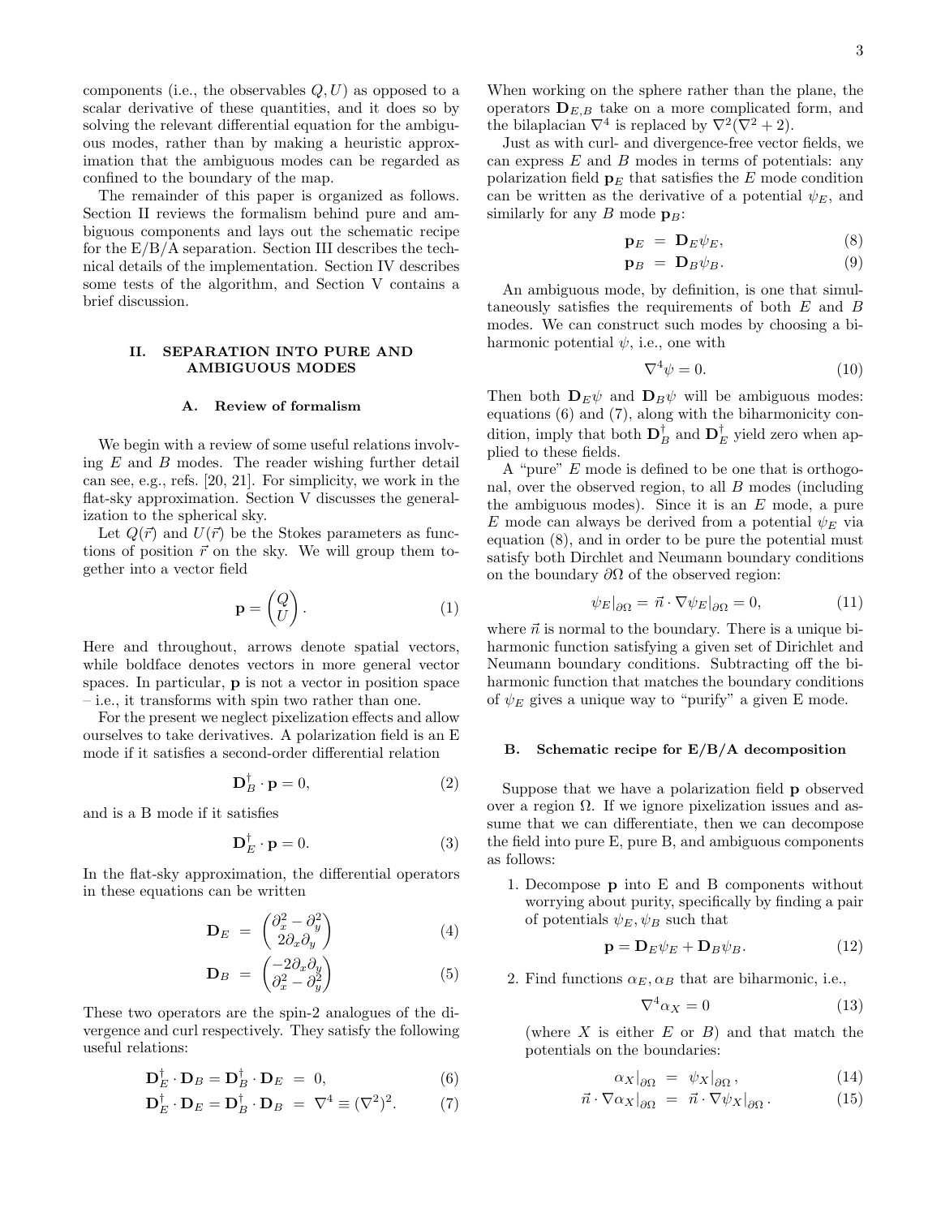components (i.e., the observables $Q, U$) as opposed to a scalar derivative of these quantities, and it does so by solving the relevant differential equation for the ambiguous modes, rather than by making a heuristic approximation that the ambiguous modes can be regarded as confined to the boundary of the map.

The remainder of this paper is organized as follows. Section II reviews the formalism behind pure and ambiguous components and lays out the schematic recipe for the E/B/A separation. Section III describes the technical details of the implementation. Section IV describes some tests of the algorithm, and Section V contains a brief discussion.

## II. SEPARATION INTO PURE AND AMBIGUOUS MODES

### A. Review of formalism

We begin with a review of some useful relations involving $E$ and $B$ modes. The reader wishing further detail can see, e.g., refs. [20, 21]. For simplicity, we work in the flat-sky approximation. Section V discusses the generalization to the spherical sky.

Let $Q(\vec{r})$ and $U(\vec{r})$ be the Stokes parameters as functions of position $\vec{r}$ on the sky. We will group them together into a vector field

$$\mathbf{p} = \begin{pmatrix} Q \\ U \end{pmatrix}. \tag{1}$$

Here and throughout, arrows denote spatial vectors, while boldface denotes vectors in more general vector spaces. In particular, $\mathbf{p}$ is not a vector in position space – i.e., it transforms with spin two rather than one.

For the present we neglect pixelization effects and allow ourselves to take derivatives. A polarization field is an E mode if it satisfies a second-order differential relation

$$\mathbf{D}_B^\dagger \cdot \mathbf{p} = 0, \tag{2}$$

and is a B mode if it satisfies

$$\mathbf{D}_E^\dagger \cdot \mathbf{p} = 0. \tag{3}$$

In the flat-sky approximation, the differential operators in these equations can be written

$$\mathbf{D}_E = \begin{pmatrix} \partial_x^2 - \partial_y^2 \\ 2\partial_x\partial_y \end{pmatrix} \tag{4}$$

$$\mathbf{D}_B = \begin{pmatrix} -2\partial_x\partial_y \\ \partial_x^2 - \partial_y^2 \end{pmatrix} \tag{5}$$

These two operators are the spin-2 analogues of the divergence and curl respectively. They satisfy the following useful relations:

$$\mathbf{D}_E^\dagger \cdot \mathbf{D}_B = \mathbf{D}_B^\dagger \cdot \mathbf{D}_E = 0, \tag{6}$$

$$\mathbf{D}_E^\dagger \cdot \mathbf{D}_E = \mathbf{D}_B^\dagger \cdot \mathbf{D}_B = \nabla^4 \equiv (\nabla^2)^2. \tag{7}$$

When working on the sphere rather than the plane, the operators $\mathbf{D}_{E,B}$ take on a more complicated form, and the bilaplacian $\nabla^4$ is replaced by $\nabla^2(\nabla^2 + 2)$.

Just as with curl- and divergence-free vector fields, we can express $E$ and $B$ modes in terms of potentials: any polarization field $\mathbf{p}_E$ that satisfies the $E$ mode condition can be written as the derivative of a potential $\psi_E$, and similarly for any $B$ mode $\mathbf{p}_B$:

$$\mathbf{p}_E = \mathbf{D}_E \psi_E, \tag{8}$$

$$\mathbf{p}_B = \mathbf{D}_B \psi_B. \tag{9}$$

An ambiguous mode, by definition, is one that simultaneously satisfies the requirements of both $E$ and $B$ modes. We can construct such modes by choosing a biharmonic potential $\psi$, i.e., one with

$$\nabla^4 \psi = 0. \tag{10}$$

Then both $\mathbf{D}_E\psi$ and $\mathbf{D}_B\psi$ will be ambiguous modes: equations (6) and (7), along with the biharmonicity condition, imply that both $\mathbf{D}_B^\dagger$ and $\mathbf{D}_E^\dagger$ yield zero when applied to these fields.

A "pure" $E$ mode is defined to be one that is orthogonal, over the observed region, to all $B$ modes (including the ambiguous modes). Since it is an $E$ mode, a pure $E$ mode can always be derived from a potential $\psi_E$ via equation (8), and in order to be pure the potential must satisfy both Dirchlet and Neumann boundary conditions on the boundary $\partial\Omega$ of the observed region:

$$\psi_E|_{\partial\Omega} = \vec{n} \cdot \nabla\psi_E|_{\partial\Omega} = 0, \tag{11}$$

where $\vec{n}$ is normal to the boundary. There is a unique biharmonic function satisfying a given set of Dirichlet and Neumann boundary conditions. Subtracting off the biharmonic function that matches the boundary conditions of $\psi_E$ gives a unique way to "purify" a given E mode.

### B. Schematic recipe for E/B/A decomposition

Suppose that we have a polarization field $\mathbf{p}$ observed over a region $\Omega$. If we ignore pixelization issues and assume that we can differentiate, then we can decompose the field into pure E, pure B, and ambiguous components as follows:

1. Decompose $\mathbf{p}$ into E and B components without worrying about purity, specifically by finding a pair of potentials $\psi_E, \psi_B$ such that

$$\mathbf{p} = \mathbf{D}_E\psi_E + \mathbf{D}_B\psi_B. \tag{12}$$

2. Find functions $\alpha_E, \alpha_B$ that are biharmonic, i.e.,

$$\nabla^4 \alpha_X = 0 \tag{13}$$

   (where $X$ is either $E$ or $B$) and that match the potentials on the boundaries:

$$\alpha_X|_{\partial\Omega} = \psi_X|_{\partial\Omega}, \tag{14}$$

$$\vec{n} \cdot \nabla\alpha_X|_{\partial\Omega} = \vec{n} \cdot \nabla\psi_X|_{\partial\Omega}. \tag{15}$$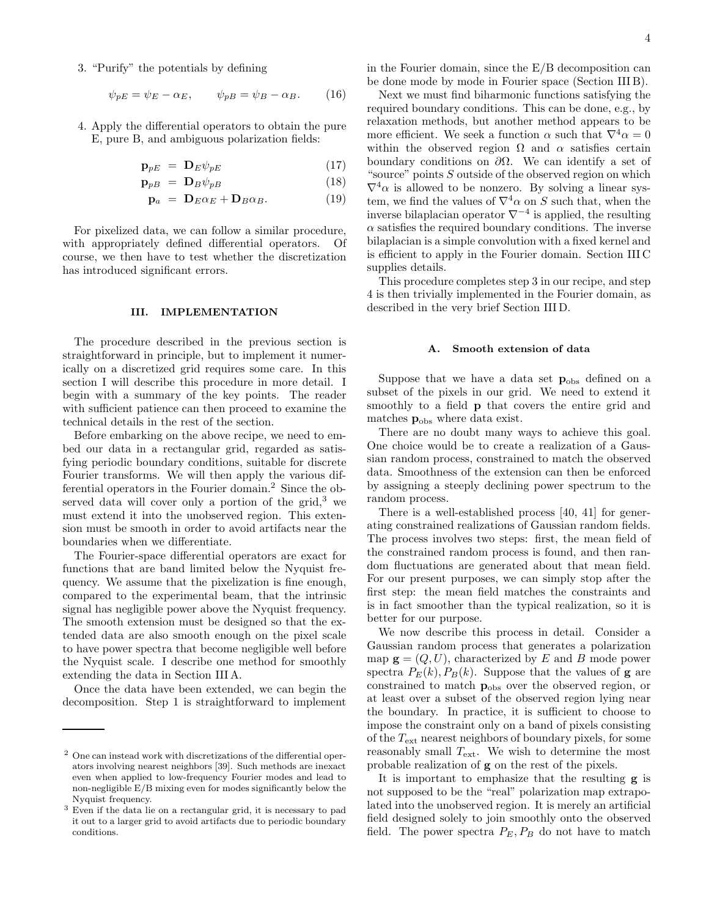3. "Purify" the potentials by defining

$$\psi_{pE} = \psi_E - \alpha_E, \qquad \psi_{pB} = \psi_B - \alpha_B. \tag{16}$$

4. Apply the differential operators to obtain the pure E, pure B, and ambiguous polarization fields:

$$\mathbf{p}_{pE} = \mathbf{D}_E \psi_{pE} \tag{17}$$
$$\mathbf{p}_{pB} = \mathbf{D}_B \psi_{pB} \tag{18}$$
$$\mathbf{p}_a = \mathbf{D}_E \alpha_E + \mathbf{D}_B \alpha_B. \tag{19}$$

For pixelized data, we can follow a similar procedure, with appropriately defined differential operators. Of course, we then have to test whether the discretization has introduced significant errors.

## III. IMPLEMENTATION

The procedure described in the previous section is straightforward in principle, but to implement it numerically on a discretized grid requires some care. In this section I will describe this procedure in more detail. I begin with a summary of the key points. The reader with sufficient patience can then proceed to examine the technical details in the rest of the section.

Before embarking on the above recipe, we need to embed our data in a rectangular grid, regarded as satisfying periodic boundary conditions, suitable for discrete Fourier transforms. We will then apply the various differential operators in the Fourier domain.[2] Since the observed data will cover only a portion of the grid,[3] we must extend it into the unobserved region. This extension must be smooth in order to avoid artifacts near the boundaries when we differentiate.

The Fourier-space differential operators are exact for functions that are band limited below the Nyquist frequency. We assume that the pixelization is fine enough, compared to the experimental beam, that the intrinsic signal has negligible power above the Nyquist frequency. The smooth extension must be designed so that the extended data are also smooth enough on the pixel scale to have power spectra that become negligible well before the Nyquist scale. I describe one method for smoothly extending the data in Section III A.

Once the data have been extended, we can begin the decomposition. Step 1 is straightforward to implement in the Fourier domain, since the E/B decomposition can be done mode by mode in Fourier space (Section III B).

Next we must find biharmonic functions satisfying the required boundary conditions. This can be done, e.g., by relaxation methods, but another method appears to be more efficient. We seek a function $\alpha$ such that $\nabla^4\alpha = 0$ within the observed region $\Omega$ and $\alpha$ satisfies certain boundary conditions on $\partial\Omega$. We can identify a set of "source" points $S$ outside of the observed region on which $\nabla^4\alpha$ is allowed to be nonzero. By solving a linear system, we find the values of $\nabla^4\alpha$ on $S$ such that, when the inverse bilaplacian operator $\nabla^{-4}$ is applied, the resulting $\alpha$ satisfies the required boundary conditions. The inverse bilaplacian is a simple convolution with a fixed kernel and is efficient to apply in the Fourier domain. Section III C supplies details.

This procedure completes step 3 in our recipe, and step 4 is then trivially implemented in the Fourier domain, as described in the very brief Section III D.

### A. Smooth extension of data

Suppose that we have a data set $\mathbf{p}_{\rm obs}$ defined on a subset of the pixels in our grid. We need to extend it smoothly to a field $\mathbf{p}$ that covers the entire grid and matches $\mathbf{p}_{\rm obs}$ where data exist.

There are no doubt many ways to achieve this goal. One choice would be to create a realization of a Gaussian random process, constrained to match the observed data. Smoothness of the extension can then be enforced by assigning a steeply declining power spectrum to the random process.

There is a well-established process [40, 41] for generating constrained realizations of Gaussian random fields. The process involves two steps: first, the mean field of the constrained random process is found, and then random fluctuations are generated about that mean field. For our present purposes, we can simply stop after the first step: the mean field matches the constraints and is in fact smoother than the typical realization, so it is better for our purpose.

We now describe this process in detail. Consider a Gaussian random process that generates a polarization map $\mathbf{g} = (Q, U)$, characterized by $E$ and $B$ mode power spectra $P_E(k), P_B(k)$. Suppose that the values of $\mathbf{g}$ are constrained to match $\mathbf{p}_{\rm obs}$ over the observed region, or at least over a subset of the observed region lying near the boundary. In practice, it is sufficient to choose to impose the constraint only on a band of pixels consisting of the $T_{\rm ext}$ nearest neighbors of boundary pixels, for some reasonably small $T_{\rm ext}$. We wish to determine the most probable realization of $\mathbf{g}$ on the rest of the pixels.

It is important to emphasize that the resulting $\mathbf{g}$ is not supposed to be the "real" polarization map extrapolated into the unobserved region. It is merely an artificial field designed solely to join smoothly onto the observed field. The power spectra $P_E, P_B$ do not have to match

---

[2] One can instead work with discretizations of the differential operators involving nearest neighbors [39]. Such methods are inexact even when applied to low-frequency Fourier modes and lead to non-negligible E/B mixing even for modes significantly below the Nyquist frequency.

[3] Even if the data lie on a rectangular grid, it is necessary to pad it out to a larger grid to avoid artifacts due to periodic boundary conditions.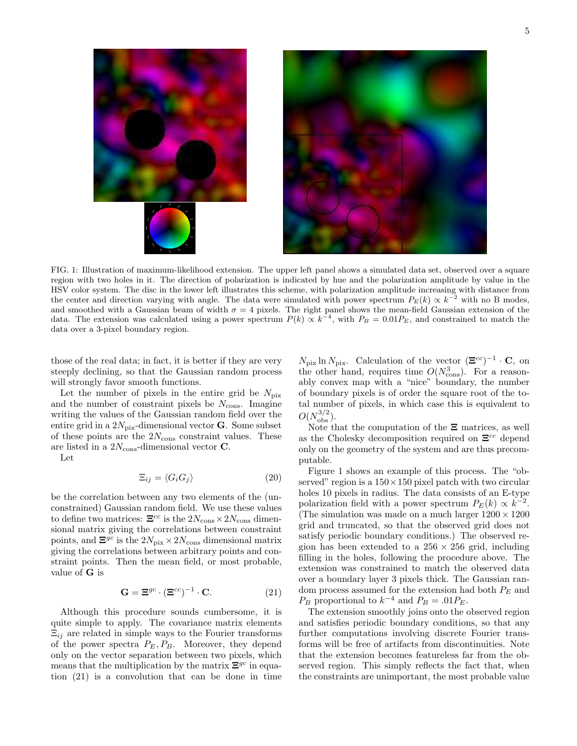FIG. 1: Illustration of maximum-likelihood extension. The upper left panel shows a simulated data set, observed over a square region with two holes in it. The direction of polarization is indicated by hue and the polarization amplitude by value in the HSV color system. The disc in the lower left illustrates this scheme, with polarization amplitude increasing with distance from the center and direction varying with angle. The data were simulated with power spectrum $P_E(k) \propto k^{-2}$ with no B modes, and smoothed with a Gaussian beam of width $\sigma = 4$ pixels. The right panel shows the mean-field Gaussian extension of the data. The extension was calculated using a power spectrum $P(k) \propto k^{-4}$, with $P_B = 0.01 P_E$, and constrained to match the data over a 3-pixel boundary region.

those of the real data; in fact, it is better if they are very steeply declining, so that the Gaussian random process will strongly favor smooth functions.

Let the number of pixels in the entire grid be $N_{\rm pix}$ and the number of constraint pixels be $N_{\rm cons}$. Imagine writing the values of the Gaussian random field over the entire grid in a $2N_{\rm pix}$-dimensional vector $\mathbf{G}$. Some subset of these points are the $2N_{\rm cons}$ constraint values. These are listed in a $2N_{\rm cons}$-dimensional vector $\mathbf{C}$.

Let

$$\Xi_{ij} = \langle G_i G_j \rangle \tag{20}$$

be the correlation between any two elements of the (unconstrained) Gaussian random field. We use these values to define two matrices: $\mathbf{\Xi}^{cc}$ is the $2N_{\rm cons} \times 2N_{\rm cons}$ dimensional matrix giving the correlations between constraint points, and $\mathbf{\Xi}^{gc}$ is the $2N_{\rm pix} \times 2N_{\rm cons}$ dimensional matrix giving the correlations between arbitrary points and constraint points. Then the mean field, or most probable, value of $\mathbf{G}$ is

$$\mathbf{G} = \mathbf{\Xi}^{gc} \cdot (\mathbf{\Xi}^{cc})^{-1} \cdot \mathbf{C}. \tag{21}$$

Although this procedure sounds cumbersome, it is quite simple to apply. The covariance matrix elements $\Xi_{ij}$ are related in simple ways to the Fourier transforms of the power spectra $P_E, P_B$. Moreover, they depend only on the vector separation between two pixels, which means that the multiplication by the matrix $\mathbf{\Xi}^{gc}$ in equation (21) is a convolution that can be done in time $N_{\rm pix} \ln N_{\rm pix}$. Calculation of the vector $(\mathbf{\Xi}^{cc})^{-1} \cdot \mathbf{C}$, on the other hand, requires time $O(N_{\rm cons}^3)$. For a reasonably convex map with a "nice" boundary, the number of boundary pixels is of order the square root of the total number of pixels, in which case this is equivalent to $O(N_{\rm obs}^{3/2})$.

Note that the computation of the $\mathbf{\Xi}$ matrices, as well as the Cholesky decomposition required on $\mathbf{\Xi}^{cc}$ depend only on the geometry of the system and are thus precomputable.

Figure 1 shows an example of this process. The "observed" region is a $150 \times 150$ pixel patch with two circular holes 10 pixels in radius. The data consists of an E-type polarization field with a power spectrum $P_E(k) \propto k^{-2}$. (The simulation was made on a much larger $1200 \times 1200$ grid and truncated, so that the observed grid does not satisfy periodic boundary conditions.) The observed region has been extended to a $256 \times 256$ grid, including filling in the holes, following the procedure above. The extension was constrained to match the observed data over a boundary layer 3 pixels thick. The Gaussian random process assumed for the extension had both $P_E$ and $P_B$ proportional to $k^{-4}$ and $P_B = .01 P_E$.

The extension smoothly joins onto the observed region and satisfies periodic boundary conditions, so that any further computations involving discrete Fourier transforms will be free of artifacts from discontinuities. Note that the extension becomes featureless far from the observed region. This simply reflects the fact that, when the constraints are unimportant, the most probable value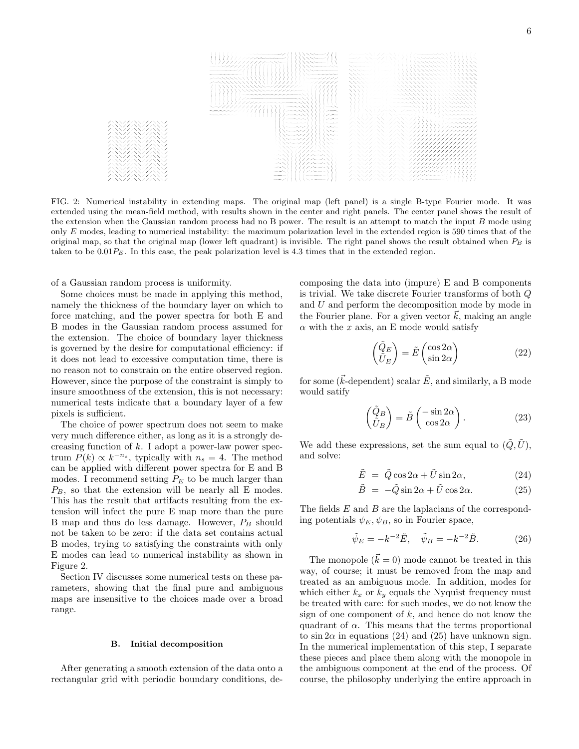FIG. 2: Numerical instability in extending maps. The original map (left panel) is a single B-type Fourier mode. It was extended using the mean-field method, with results shown in the center and right panels. The center panel shows the result of the extension when the Gaussian random process had no B power. The result is an attempt to match the input $B$ mode using only $E$ modes, leading to numerical instability: the maximum polarization level in the extended region is 590 times that of the original map, so that the original map (lower left quadrant) is invisible. The right panel shows the result obtained when $P_B$ is taken to be $0.01P_E$. In this case, the peak polarization level is 4.3 times that in the extended region.

of a Gaussian random process is uniformity.

Some choices must be made in applying this method, namely the thickness of the boundary layer on which to force matching, and the power spectra for both E and B modes in the Gaussian random process assumed for the extension. The choice of boundary layer thickness is governed by the desire for computational efficiency: if it does not lead to excessive computation time, there is no reason not to constrain on the entire observed region. However, since the purpose of the constraint is simply to insure smoothness of the extension, this is not necessary: numerical tests indicate that a boundary layer of a few pixels is sufficient.

The choice of power spectrum does not seem to make very much difference either, as long as it is a strongly decreasing function of $k$. I adopt a power-law power spectrum $P(k) \propto k^{-n_s}$, typically with $n_s = 4$. The method can be applied with different power spectra for E and B modes. I recommend setting $P_E$ to be much larger than $P_B$, so that the extension will be nearly all E modes. This has the result that artifacts resulting from the extension will infect the pure E map more than the pure B map and thus do less damage. However, $P_B$ should not be taken to be zero: if the data set contains actual B modes, trying to satisfying the constraints with only E modes can lead to numerical instability as shown in Figure 2.

Section IV discusses some numerical tests on these parameters, showing that the final pure and ambiguous maps are insensitive to the choices made over a broad range.

### B. Initial decomposition

After generating a smooth extension of the data onto a rectangular grid with periodic boundary conditions, decomposing the data into (impure) E and B components is trivial. We take discrete Fourier transforms of both $Q$ and $U$ and perform the decomposition mode by mode in the Fourier plane. For a given vector $\vec{k}$, making an angle $\alpha$ with the $x$ axis, an E mode would satisfy

$$\begin{pmatrix} \tilde{Q}_E \\ \tilde{U}_E \end{pmatrix} = \tilde{E} \begin{pmatrix} \cos 2\alpha \\ \sin 2\alpha \end{pmatrix} \tag{22}$$

for some ($\vec{k}$-dependent) scalar $\tilde{E}$, and similarly, a B mode would satify

$$\begin{pmatrix} \tilde{Q}_B \\ \tilde{U}_B \end{pmatrix} = \tilde{B} \begin{pmatrix} -\sin 2\alpha \\ \cos 2\alpha \end{pmatrix}. \tag{23}$$

We add these expressions, set the sum equal to $(\tilde{Q}, \tilde{U})$, and solve:

$$\tilde{E} = \tilde{Q} \cos 2\alpha + \tilde{U} \sin 2\alpha, \tag{24}$$

$$\tilde{B} = -\tilde{Q} \sin 2\alpha + \tilde{U} \cos 2\alpha. \tag{25}$$

The fields $E$ and $B$ are the laplacians of the corresponding potentials $\psi_E, \psi_B$, so in Fourier space,

$$\tilde{\psi}_E = -k^{-2}\tilde{E}, \quad \tilde{\psi}_B = -k^{-2}\tilde{B}. \tag{26}$$

The monopole ($\vec{k} = 0$) mode cannot be treated in this way, of course; it must be removed from the map and treated as an ambiguous mode. In addition, modes for which either $k_x$ or $k_y$ equals the Nyquist frequency must be treated with care: for such modes, we do not know the sign of one component of $k$, and hence do not know the quadrant of $\alpha$. This means that the terms proportional to $\sin 2\alpha$ in equations (24) and (25) have unknown sign. In the numerical implementation of this step, I separate these pieces and place them along with the monopole in the ambiguous component at the end of the process. Of course, the philosophy underlying the entire approach in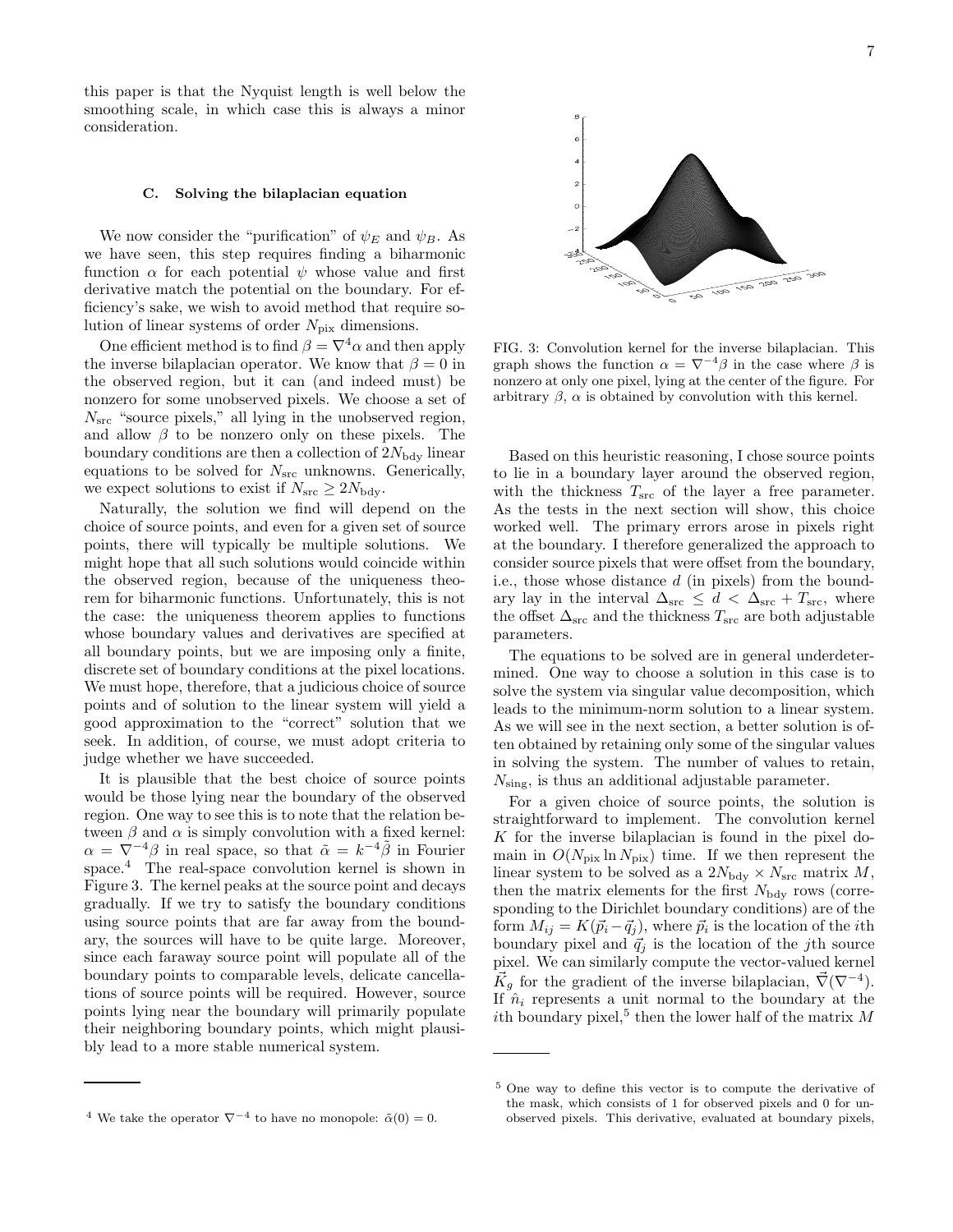this paper is that the Nyquist length is well below the smoothing scale, in which case this is always a minor consideration.

### C. Solving the bilaplacian equation

We now consider the "purification" of $\psi_E$ and $\psi_B$. As we have seen, this step requires finding a biharmonic function $\alpha$ for each potential $\psi$ whose value and first derivative match the potential on the boundary. For efficiency's sake, we wish to avoid method that require solution of linear systems of order $N_{\rm pix}$ dimensions.

One efficient method is to find $\beta = \nabla^4\alpha$ and then apply the inverse bilaplacian operator. We know that $\beta = 0$ in the observed region, but it can (and indeed must) be nonzero for some unobserved pixels. We choose a set of $N_{\rm src}$ "source pixels," all lying in the unobserved region, and allow $\beta$ to be nonzero only on these pixels. The boundary conditions are then a collection of $2N_{\rm bdy}$ linear equations to be solved for $N_{\rm src}$ unknowns. Generically, we expect solutions to exist if $N_{\rm src} \geq 2N_{\rm bdy}$.

Naturally, the solution we find will depend on the choice of source points, and even for a given set of source points, there will typically be multiple solutions. We might hope that all such solutions would coincide within the observed region, because of the uniqueness theorem for biharmonic functions. Unfortunately, this is not the case: the uniqueness theorem applies to functions whose boundary values and derivatives are specified at all boundary points, but we are imposing only a finite, discrete set of boundary conditions at the pixel locations. We must hope, therefore, that a judicious choice of source points and of solution to the linear system will yield a good approximation to the "correct" solution that we seek. In addition, of course, we must adopt criteria to judge whether we have succeeded.

It is plausible that the best choice of source points would be those lying near the boundary of the observed region. One way to see this is to note that the relation between $\beta$ and $\alpha$ is simply convolution with a fixed kernel: $\alpha = \nabla^{-4}\beta$ in real space, so that $\tilde{\alpha} = k^{-4}\tilde{\beta}$ in Fourier space.[4] The real-space convolution kernel is shown in Figure 3. The kernel peaks at the source point and decays gradually. If we try to satisfy the boundary conditions using source points that are far away from the boundary, the sources will have to be quite large. Moreover, since each faraway source point will populate all of the boundary points to comparable levels, delicate cancellations of source points will be required. However, source points lying near the boundary will primarily populate their neighboring boundary points, which might plausibly lead to a more stable numerical system.

FIG. 3: Convolution kernel for the inverse bilaplacian. This graph shows the function $\alpha = \nabla^{-4}\beta$ in the case where $\beta$ is nonzero at only one pixel, lying at the center of the figure. For arbitrary $\beta$, $\alpha$ is obtained by convolution with this kernel.

Based on this heuristic reasoning, I chose source points to lie in a boundary layer around the observed region, with the thickness $T_{\rm src}$ of the layer a free parameter. As the tests in the next section will show, this choice worked well. The primary errors arose in pixels right at the boundary. I therefore generalized the approach to consider source pixels that were offset from the boundary, i.e., those whose distance $d$ (in pixels) from the boundary lay in the interval $\Delta_{\rm src} \leq d < \Delta_{\rm src} + T_{\rm src}$, where the offset $\Delta_{\rm src}$ and the thickness $T_{\rm src}$ are both adjustable parameters.

The equations to be solved are in general underdetermined. One way to choose a solution in this case is to solve the system via singular value decomposition, which leads to the minimum-norm solution to a linear system. As we will see in the next section, a better solution is often obtained by retaining only some of the singular values in solving the system. The number of values to retain, $N_{\rm sing}$, is thus an additional adjustable parameter.

For a given choice of source points, the solution is straightforward to implement. The convolution kernel $K$ for the inverse bilaplacian is found in the pixel domain in $O(N_{\rm pix}\ln N_{\rm pix})$ time. If we then represent the linear system to be solved as a $2N_{\rm bdy} \times N_{\rm src}$ matrix $M$, then the matrix elements for the first $N_{\rm bdy}$ rows (corresponding to the Dirichlet boundary conditions) are of the form $M_{ij} = K(\vec{p}_i - \vec{q}_j)$, where $\vec{p}_i$ is the location of the $i$th boundary pixel and $\vec{q}_j$ is the location of the $j$th source pixel. We can similarly compute the vector-valued kernel $\vec{K}_g$ for the gradient of the inverse bilaplacian, $\vec{\nabla}(\nabla^{-4})$. If $\hat{n}_i$ represents a unit normal to the boundary at the $i$th boundary pixel,[5] then the lower half of the matrix $M$

[4] We take the operator $\nabla^{-4}$ to have no monopole: $\tilde{\alpha}(0) = 0$.

[5] One way to define this vector is to compute the derivative of the mask, which consists of 1 for observed pixels and 0 for unobserved pixels. This derivative, evaluated at boundary pixels,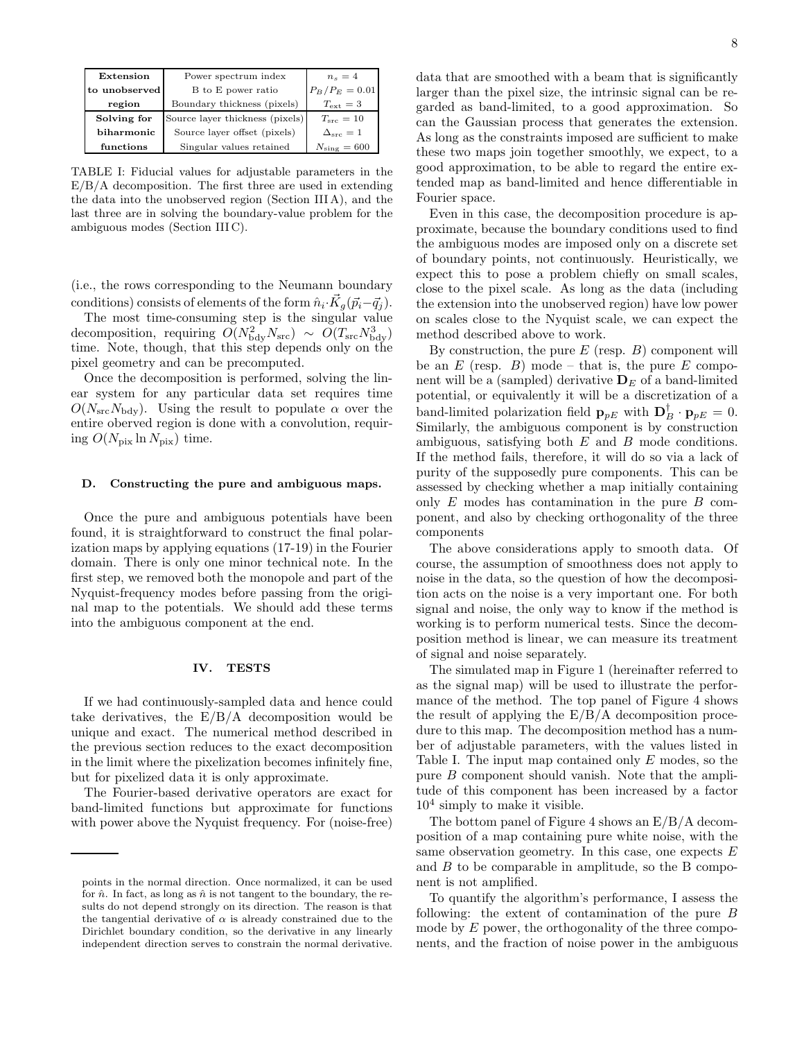| Extension | Power spectrum index | $n_s = 4$ |
|---|---|---|
| to unobserved | B to E power ratio | $P_B/P_E = 0.01$ |
| region | Boundary thickness (pixels) | $T_{\rm ext} = 3$ |
| Solving for | Source layer thickness (pixels) | $T_{\rm src} = 10$ |
| biharmonic | Source layer offset (pixels) | $\Delta_{\rm src} = 1$ |
| functions | Singular values retained | $N_{\rm sing} = 600$ |

TABLE I: Fiducial values for adjustable parameters in the E/B/A decomposition. The first three are used in extending the data into the unobserved region (Section III A), and the last three are in solving the boundary-value problem for the ambiguous modes (Section III C).

(i.e., the rows corresponding to the Neumann boundary conditions) consists of elements of the form $\hat{n}_i \cdot \vec{K}_g(\vec{p}_i - \vec{q}_j)$.

The most time-consuming step is the singular value decomposition, requiring $O(N_{\rm bdy}^2 N_{\rm src}) \sim O(T_{\rm src} N_{\rm bdy}^3)$ time. Note, though, that this step depends only on the pixel geometry and can be precomputed.

Once the decomposition is performed, solving the linear system for any particular data set requires time $O(N_{\rm src} N_{\rm bdy})$. Using the result to populate $\alpha$ over the entire oberved region is done with a convolution, requiring $O(N_{\rm pix} \ln N_{\rm pix})$ time.

### D. Constructing the pure and ambiguous maps.

Once the pure and ambiguous potentials have been found, it is straightforward to construct the final polarization maps by applying equations (17-19) in the Fourier domain. There is only one minor technical note. In the first step, we removed both the monopole and part of the Nyquist-frequency modes before passing from the original map to the potentials. We should add these terms into the ambiguous component at the end.

## IV. TESTS

If we had continuously-sampled data and hence could take derivatives, the E/B/A decomposition would be unique and exact. The numerical method described in the previous section reduces to the exact decomposition in the limit where the pixelization becomes infinitely fine, but for pixelized data it is only approximate.

The Fourier-based derivative operators are exact for band-limited functions but approximate for functions with power above the Nyquist frequency. For (noise-free) data that are smoothed with a beam that is significantly larger than the pixel size, the intrinsic signal can be regarded as band-limited, to a good approximation. So can the Gaussian process that generates the extension. As long as the constraints imposed are sufficient to make these two maps join together smoothly, we expect, to a good approximation, to be able to regard the entire extended map as band-limited and hence differentiable in Fourier space.

Even in this case, the decomposition procedure is approximate, because the boundary conditions used to find the ambiguous modes are imposed only on a discrete set of boundary points, not continuously. Heuristically, we expect this to pose a problem chiefly on small scales, close to the pixel scale. As long as the data (including the extension into the unobserved region) have low power on scales close to the Nyquist scale, we can expect the method described above to work.

By construction, the pure $E$ (resp. $B$) component will be an $E$ (resp. $B$) mode – that is, the pure $E$ component will be a (sampled) derivative $\mathbf{D}_E$ of a band-limited potential, or equivalently it will be a discretization of a band-limited polarization field $\mathbf{p}_{pE}$ with $\mathbf{D}_B^\dagger \cdot \mathbf{p}_{pE} = 0$. Similarly, the ambiguous component is by construction ambiguous, satisfying both $E$ and $B$ mode conditions. If the method fails, therefore, it will do so via a lack of purity of the supposedly pure components. This can be assessed by checking whether a map initially containing only $E$ modes has contamination in the pure $B$ component, and also by checking orthogonality of the three components

The above considerations apply to smooth data. Of course, the assumption of smoothness does not apply to noise in the data, so the question of how the decomposition acts on the noise is a very important one. For both signal and noise, the only way to know if the method is working is to perform numerical tests. Since the decomposition method is linear, we can measure its treatment of signal and noise separately.

The simulated map in Figure 1 (hereinafter referred to as the signal map) will be used to illustrate the performance of the method. The top panel of Figure 4 shows the result of applying the E/B/A decomposition procedure to this map. The decomposition method has a number of adjustable parameters, with the values listed in Table I. The input map contained only $E$ modes, so the pure $B$ component should vanish. Note that the amplitude of this component has been increased by a factor $10^4$ simply to make it visible.

The bottom panel of Figure 4 shows an E/B/A decomposition of a map containing pure white noise, with the same observation geometry. In this case, one expects $E$ and $B$ to be comparable in amplitude, so the B component is not amplified.

To quantify the algorithm's performance, I assess the following: the extent of contamination of the pure $B$ mode by $E$ power, the orthogonality of the three components, and the fraction of noise power in the ambiguous

---

points in the normal direction. Once normalized, it can be used for $\hat{n}$. In fact, as long as $\hat{n}$ is not tangent to the boundary, the results do not depend strongly on its direction. The reason is that the tangential derivative of $\alpha$ is already constrained due to the Dirichlet boundary condition, so the derivative in any linearly independent direction serves to constrain the normal derivative.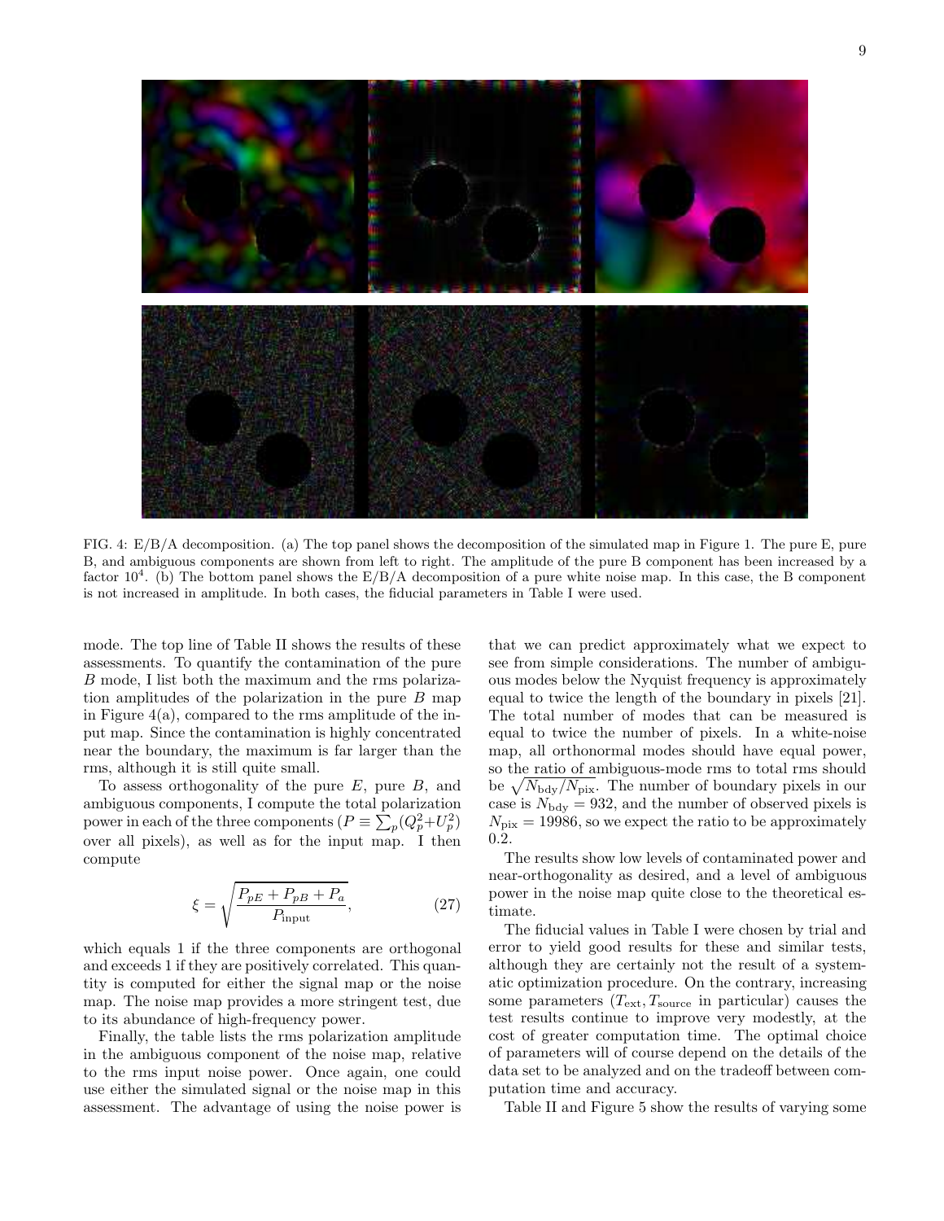FIG. 4: E/B/A decomposition. (a) The top panel shows the decomposition of the simulated map in Figure 1. The pure E, pure B, and ambiguous components are shown from left to right. The amplitude of the pure B component has been increased by a factor $10^4$. (b) The bottom panel shows the E/B/A decomposition of a pure white noise map. In this case, the B component is not increased in amplitude. In both cases, the fiducial parameters in Table I were used.

mode. The top line of Table II shows the results of these assessments. To quantify the contamination of the pure $B$ mode, I list both the maximum and the rms polarization amplitudes of the polarization in the pure $B$ map in Figure 4(a), compared to the rms amplitude of the input map. Since the contamination is highly concentrated near the boundary, the maximum is far larger than the rms, although it is still quite small.

To assess orthogonality of the pure $E$, pure $B$, and ambiguous components, I compute the total polarization power in each of the three components ($P \equiv \sum_p (Q_p^2+U_p^2)$ over all pixels), as well as for the input map. I then compute

$$\xi = \sqrt{\frac{P_{pE}+P_{pB}+P_a}{P_{\rm input}}}, \tag{27}$$

which equals 1 if the three components are orthogonal and exceeds 1 if they are positively correlated. This quantity is computed for either the signal map or the noise map. The noise map provides a more stringent test, due to its abundance of high-frequency power.

Finally, the table lists the rms polarization amplitude in the ambiguous component of the noise map, relative to the rms input noise power. Once again, one could use either the simulated signal or the noise map in this assessment. The advantage of using the noise power is that we can predict approximately what we expect to see from simple considerations. The number of ambiguous modes below the Nyquist frequency is approximately equal to twice the length of the boundary in pixels [21]. The total number of modes that can be measured is equal to twice the number of pixels. In a white-noise map, all orthonormal modes should have equal power, so the ratio of ambiguous-mode rms to total rms should be $\sqrt{N_{\rm bdy}/N_{\rm pix}}$. The number of boundary pixels in our case is $N_{\rm bdy} = 932$, and the number of observed pixels is $N_{\rm pix} = 19986$, so we expect the ratio to be approximately 0.2.

The results show low levels of contaminated power and near-orthogonality as desired, and a level of ambiguous power in the noise map quite close to the theoretical estimate.

The fiducial values in Table I were chosen by trial and error to yield good results for these and similar tests, although they are certainly not the result of a systematic optimization procedure. On the contrary, increasing some parameters ($T_{\rm ext}, T_{\rm source}$ in particular) causes the test results continue to improve very modestly, at the cost of greater computation time. The optimal choice of parameters will of course depend on the details of the data set to be analyzed and on the tradeoff between computation time and accuracy.

Table II and Figure 5 show the results of varying some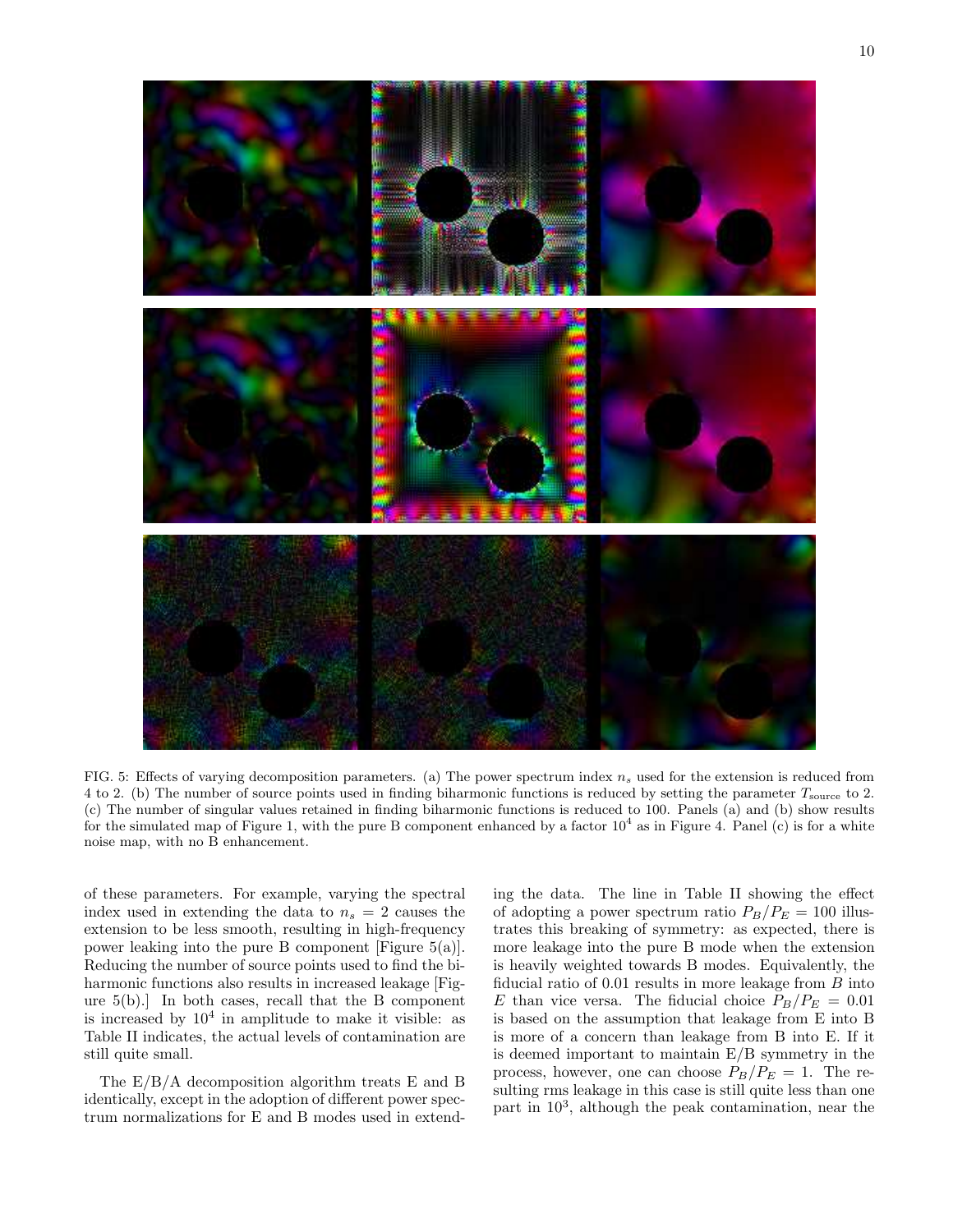FIG. 5: Effects of varying decomposition parameters. (a) The power spectrum index $n_s$ used for the extension is reduced from 4 to 2. (b) The number of source points used in finding biharmonic functions is reduced by setting the parameter $T_{\rm source}$ to 2. (c) The number of singular values retained in finding biharmonic functions is reduced to 100. Panels (a) and (b) show results for the simulated map of Figure 1, with the pure B component enhanced by a factor $10^4$ as in Figure 4. Panel (c) is for a white noise map, with no B enhancement.

of these parameters. For example, varying the spectral index used in extending the data to $n_s = 2$ causes the extension to be less smooth, resulting in high-frequency power leaking into the pure B component [Figure 5(a)]. Reducing the number of source points used to find the biharmonic functions also results in increased leakage [Figure 5(b).] In both cases, recall that the B component is increased by $10^4$ in amplitude to make it visible: as Table II indicates, the actual levels of contamination are still quite small.

The E/B/A decomposition algorithm treats E and B identically, except in the adoption of different power spectrum normalizations for E and B modes used in extending the data. The line in Table II showing the effect of adopting a power spectrum ratio $P_B/P_E = 100$ illustrates this breaking of symmetry: as expected, there is more leakage into the pure B mode when the extension is heavily weighted towards B modes. Equivalently, the fiducial ratio of 0.01 results in more leakage from $B$ into $E$ than vice versa. The fiducial choice $P_B/P_E = 0.01$ is based on the assumption that leakage from E into B is more of a concern than leakage from B into E. If it is deemed important to maintain E/B symmetry in the process, however, one can choose $P_B/P_E = 1$. The resulting rms leakage in this case is still quite less than one part in $10^3$, although the peak contamination, near the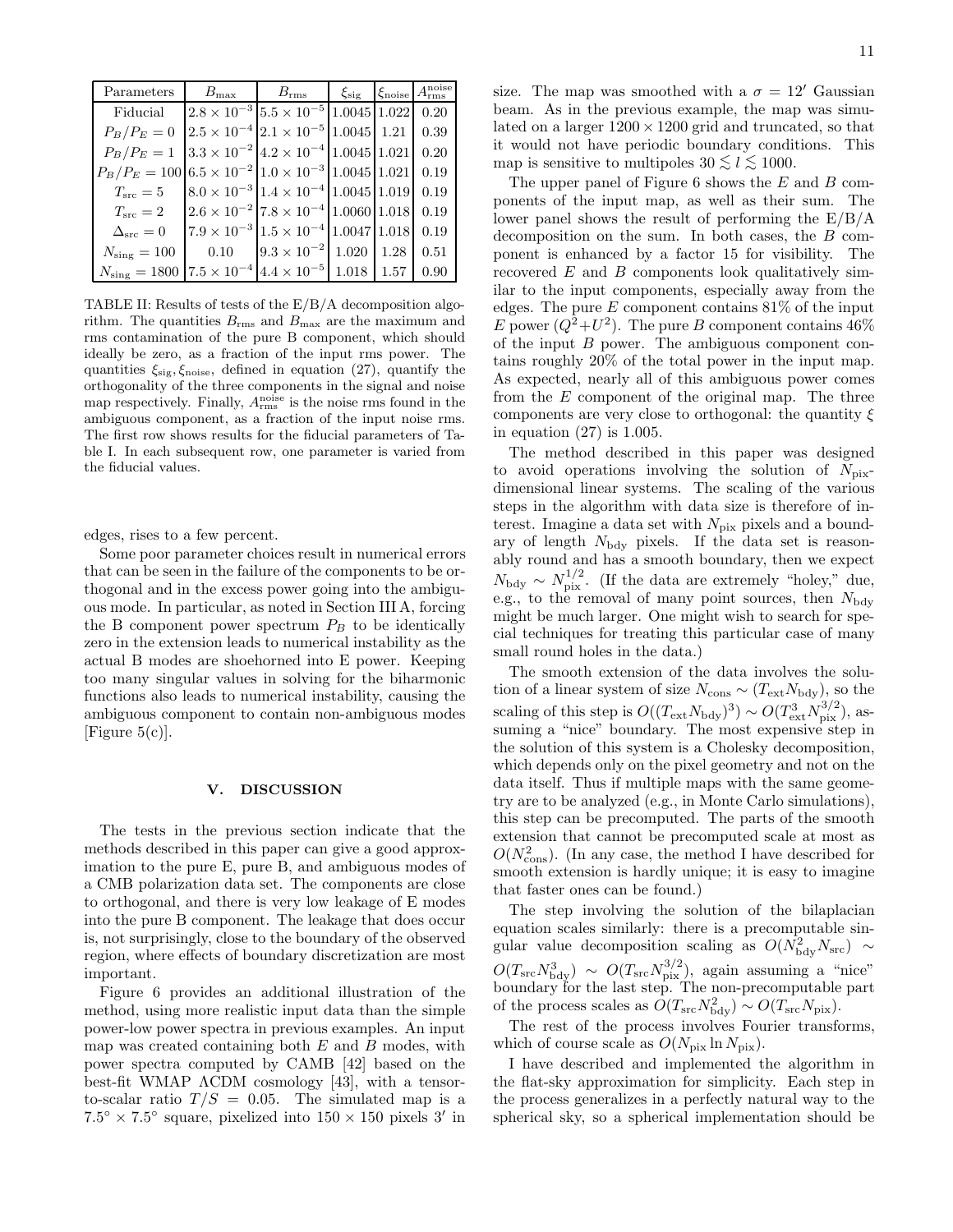| Parameters | $B_{\max}$ | $B_{\rm rms}$ | $\xi_{\rm sig}$ | $\xi_{\rm noise}$ | $A_{\rm rms}^{\rm noise}$ |
|---|---|---|---|---|---|
| Fiducial | $2.8\times10^{-3}$ | $5.5\times10^{-5}$ | 1.0045 | 1.022 | 0.20 |
| $P_B/P_E=0$ | $2.5\times10^{-4}$ | $2.1\times10^{-5}$ | 1.0045 | 1.21 | 0.39 |
| $P_B/P_E=1$ | $3.3\times10^{-2}$ | $4.2\times10^{-4}$ | 1.0045 | 1.021 | 0.20 |
| $P_B/P_E=100$ | $6.5\times10^{-2}$ | $1.0\times10^{-3}$ | 1.0045 | 1.021 | 0.19 |
| $T_{\rm src}=5$ | $8.0\times10^{-3}$ | $1.4\times10^{-4}$ | 1.0045 | 1.019 | 0.19 |
| $T_{\rm src}=2$ | $2.6\times10^{-2}$ | $7.8\times10^{-4}$ | 1.0060 | 1.018 | 0.19 |
| $\Delta_{\rm src}=0$ | $7.9\times10^{-3}$ | $1.5\times10^{-4}$ | 1.0047 | 1.018 | 0.19 |
| $N_{\rm sing}=100$ | 0.10 | $9.3\times10^{-2}$ | 1.020 | 1.28 | 0.51 |
| $N_{\rm sing}=1800$ | $7.5\times10^{-4}$ | $4.4\times10^{-5}$ | 1.018 | 1.57 | 0.90 |

TABLE II: Results of tests of the E/B/A decomposition algorithm. The quantities $B_{\rm rms}$ and $B_{\rm max}$ are the maximum and rms contamination of the pure B component, which should ideally be zero, as a fraction of the input rms power. The quantities $\xi_{\rm sig},\xi_{\rm noise}$, defined in equation (27), quantify the orthogonality of the three components in the signal and noise map respectively. Finally, $A_{\rm rms}^{\rm noise}$ is the noise rms found in the ambiguous component, as a fraction of the input noise rms. The first row shows results for the fiducial parameters of Table I. In each subsequent row, one parameter is varied from the fiducial values.

edges, rises to a few percent.

Some poor parameter choices result in numerical errors that can be seen in the failure of the components to be orthogonal and in the excess power going into the ambiguous mode. In particular, as noted in Section III A, forcing the B component power spectrum $P_B$ to be identically zero in the extension leads to numerical instability as the actual B modes are shoehorned into E power. Keeping too many singular values in solving for the biharmonic functions also leads to numerical instability, causing the ambiguous component to contain non-ambiguous modes [Figure 5(c)].

## V. DISCUSSION

The tests in the previous section indicate that the methods described in this paper can give a good approximation to the pure E, pure B, and ambiguous modes of a CMB polarization data set. The components are close to orthogonal, and there is very low leakage of E modes into the pure B component. The leakage that does occur is, not surprisingly, close to the boundary of the observed region, where effects of boundary discretization are most important.

Figure 6 provides an additional illustration of the method, using more realistic input data than the simple power-low power spectra in previous examples. An input map was created containing both $E$ and $B$ modes, with power spectra computed by CAMB [42] based on the best-fit WMAP ΛCDM cosmology [43], with a tensor-to-scalar ratio $T/S=0.05$. The simulated map is a $7.5^\circ\times7.5^\circ$ square, pixelized into $150\times150$ pixels $3'$ in size. The map was smoothed with a $\sigma=12'$ Gaussian beam. As in the previous example, the map was simulated on a larger $1200\times1200$ grid and truncated, so that it would not have periodic boundary conditions. This map is sensitive to multipoles $30\lesssim l\lesssim1000$.

The upper panel of Figure 6 shows the $E$ and $B$ components of the input map, as well as their sum. The lower panel shows the result of performing the E/B/A decomposition on the sum. In both cases, the $B$ component is enhanced by a factor 15 for visibility. The recovered $E$ and $B$ components look qualitatively similar to the input components, especially away from the edges. The pure $E$ component contains 81% of the input $E$ power ($Q^2+U^2$). The pure $B$ component contains 46% of the input $B$ power. The ambiguous component contains roughly 20% of the total power in the input map. As expected, nearly all of this ambiguous power comes from the $E$ component of the original map. The three components are very close to orthogonal: the quantity $\xi$ in equation (27) is 1.005.

The method described in this paper was designed to avoid operations involving the solution of $N_{\rm pix}$-dimensional linear systems. The scaling of the various steps in the algorithm with data size is therefore of interest. Imagine a data set with $N_{\rm pix}$ pixels and a boundary of length $N_{\rm bdy}$ pixels. If the data set is reasonably round and has a smooth boundary, then we expect $N_{\rm bdy}\sim N_{\rm pix}^{1/2}$. (If the data are extremely "holey," due, e.g., to the removal of many point sources, then $N_{\rm bdy}$ might be much larger. One might wish to search for special techniques for treating this particular case of many small round holes in the data.)

The smooth extension of the data involves the solution of a linear system of size $N_{\rm cons}\sim(T_{\rm ext}N_{\rm bdy})$, so the scaling of this step is $O((T_{\rm ext}N_{\rm bdy})^3)\sim O(T_{\rm ext}^3N_{\rm pix}^{3/2})$, assuming a "nice" boundary. The most expensive step in the solution of this system is a Cholesky decomposition, which depends only on the pixel geometry and not on the data itself. Thus if multiple maps with the same geometry are to be analyzed (e.g., in Monte Carlo simulations), this step can be precomputed. The parts of the smooth extension that cannot be precomputed scale at most as $O(N_{\rm cons}^2)$. (In any case, the method I have described for smooth extension is hardly unique; it is easy to imagine that faster ones can be found.)

The step involving the solution of the bilaplacian equation scales similarly: there is a precomputable singular value decomposition scaling as $O(N_{\rm bdy}^2N_{\rm src})\sim O(T_{\rm src}N_{\rm bdy}^3)\sim O(T_{\rm src}N_{\rm pix}^{3/2})$, again assuming a "nice" boundary for the last step. The non-precomputable part of the process scales as $O(T_{\rm src}N_{\rm bdy}^2)\sim O(T_{\rm src}N_{\rm pix})$.

The rest of the process involves Fourier transforms, which of course scale as $O(N_{\rm pix}\ln N_{\rm pix})$.

I have described and implemented the algorithm in the flat-sky approximation for simplicity. Each step in the process generalizes in a perfectly natural way to the spherical sky, so a spherical implementation should be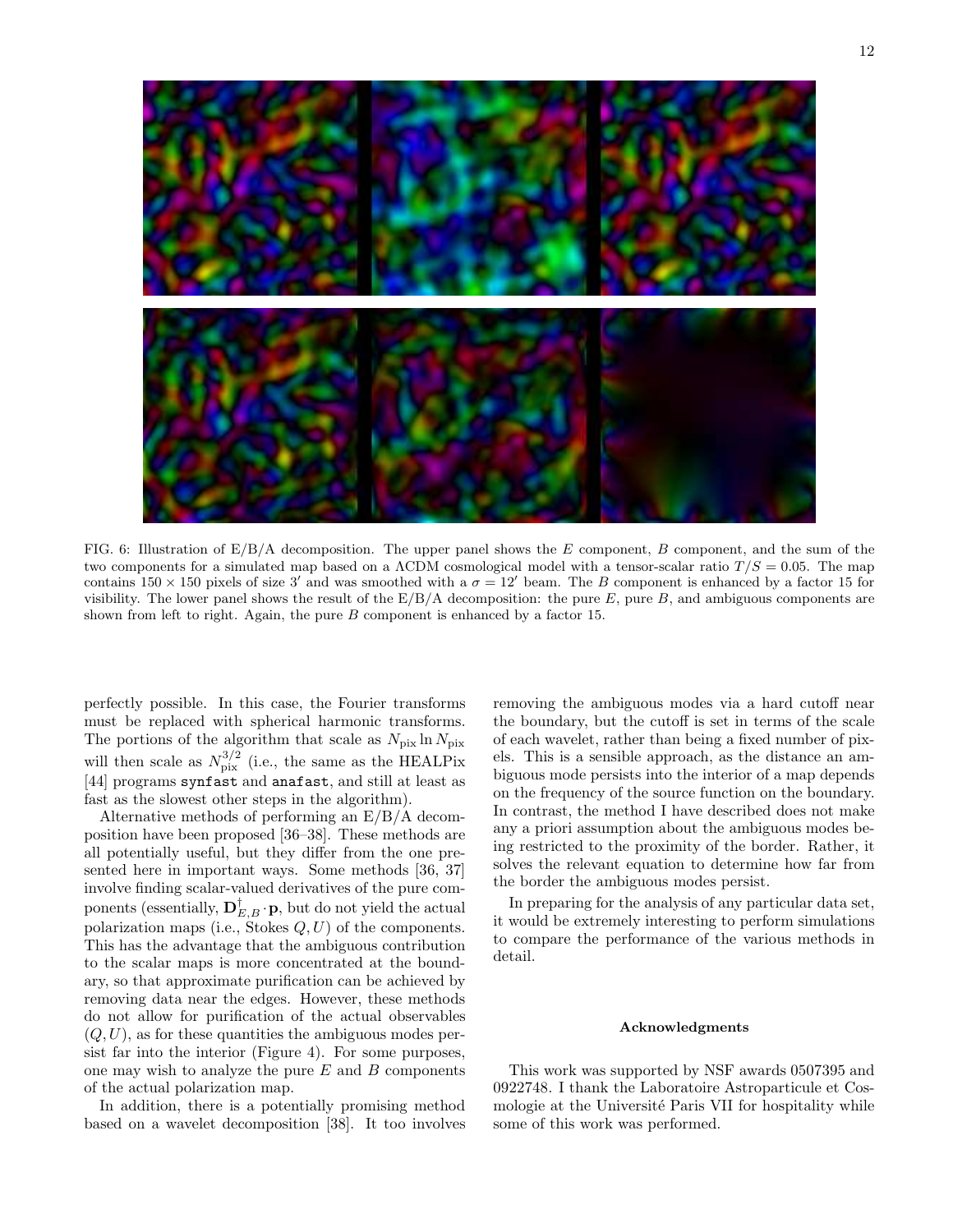FIG. 6: Illustration of E/B/A decomposition. The upper panel shows the $E$ component, $B$ component, and the sum of the two components for a simulated map based on a ΛCDM cosmological model with a tensor-scalar ratio $T/S = 0.05$. The map contains $150 \times 150$ pixels of size $3'$ and was smoothed with a $\sigma = 12'$ beam. The $B$ component is enhanced by a factor 15 for visibility. The lower panel shows the result of the E/B/A decomposition: the pure $E$, pure $B$, and ambiguous components are shown from left to right. Again, the pure $B$ component is enhanced by a factor 15.

perfectly possible. In this case, the Fourier transforms must be replaced with spherical harmonic transforms. The portions of the algorithm that scale as $N_{\rm pix} \ln N_{\rm pix}$ will then scale as $N_{\rm pix}^{3/2}$ (i.e., the same as the HEALPix [44] programs `synfast` and `anafast`, and still at least as fast as the slowest other steps in the algorithm).

Alternative methods of performing an E/B/A decomposition have been proposed [36–38]. These methods are all potentially useful, but they differ from the one presented here in important ways. Some methods [36, 37] involve finding scalar-valued derivatives of the pure components (essentially, $\mathbf{D}_{E,B}^{\dagger} \cdot \mathbf{p}$, but do not yield the actual polarization maps (i.e., Stokes $Q, U$) of the components. This has the advantage that the ambiguous contribution to the scalar maps is more concentrated at the boundary, so that approximate purification can be achieved by removing data near the edges. However, these methods do not allow for purification of the actual observables $(Q, U)$, as for these quantities the ambiguous modes persist far into the interior (Figure 4). For some purposes, one may wish to analyze the pure $E$ and $B$ components of the actual polarization map.

In addition, there is a potentially promising method based on a wavelet decomposition [38]. It too involves removing the ambiguous modes via a hard cutoff near the boundary, but the cutoff is set in terms of the scale of each wavelet, rather than being a fixed number of pixels. This is a sensible approach, as the distance an ambiguous mode persists into the interior of a map depends on the frequency of the source function on the boundary. In contrast, the method I have described does not make any a priori assumption about the ambiguous modes being restricted to the proximity of the border. Rather, it solves the relevant equation to determine how far from the border the ambiguous modes persist.

In preparing for the analysis of any particular data set, it would be extremely interesting to perform simulations to compare the performance of the various methods in detail.

### Acknowledgments

This work was supported by NSF awards 0507395 and 0922748. I thank the Laboratoire Astroparticule et Cosmologie at the Université Paris VII for hospitality while some of this work was performed.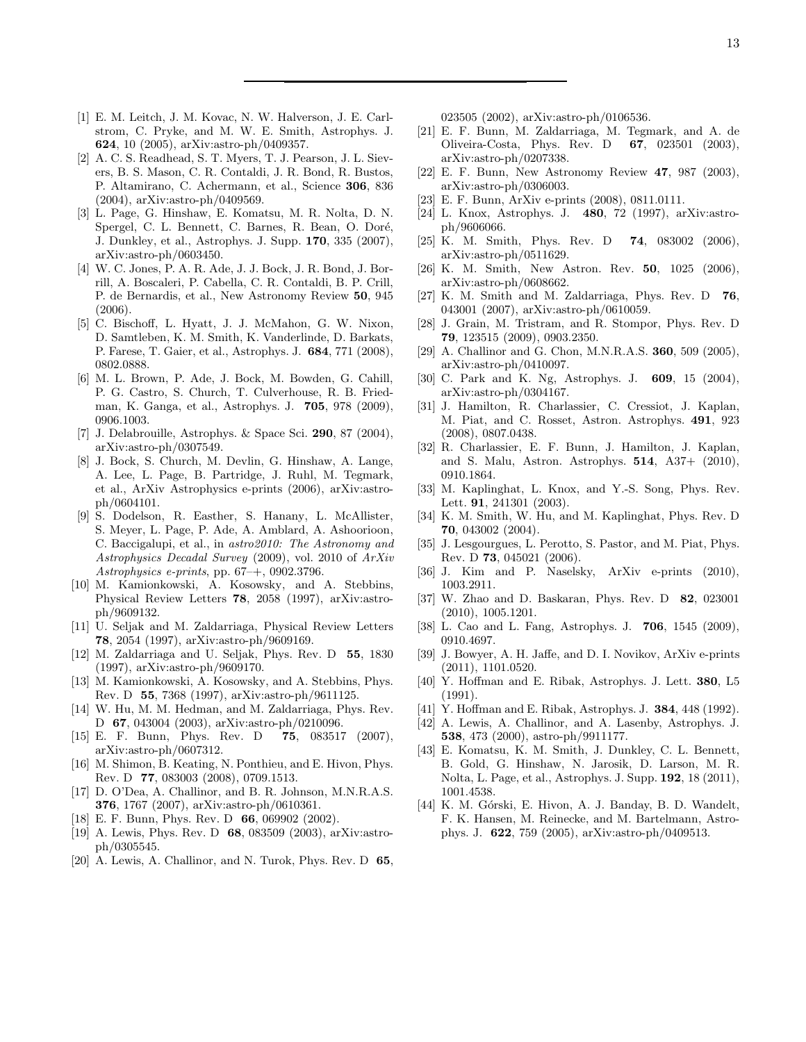[1] E. M. Leitch, J. M. Kovac, N. W. Halverson, J. E. Carlstrom, C. Pryke, and M. W. E. Smith, Astrophys. J. **624**, 10 (2005), arXiv:astro-ph/0409357.

[2] A. C. S. Readhead, S. T. Myers, T. J. Pearson, J. L. Sievers, B. S. Mason, C. R. Contaldi, J. R. Bond, R. Bustos, P. Altamirano, C. Achermann, et al., Science **306**, 836 (2004), arXiv:astro-ph/0409569.

[3] L. Page, G. Hinshaw, E. Komatsu, M. R. Nolta, D. N. Spergel, C. L. Bennett, C. Barnes, R. Bean, O. Doré, J. Dunkley, et al., Astrophys. J. Supp. **170**, 335 (2007), arXiv:astro-ph/0603450.

[4] W. C. Jones, P. A. R. Ade, J. J. Bock, J. R. Bond, J. Borrill, A. Boscaleri, P. Cabella, C. R. Contaldi, B. P. Crill, P. de Bernardis, et al., New Astronomy Review **50**, 945 (2006).

[5] C. Bischoff, L. Hyatt, J. J. McMahon, G. W. Nixon, D. Samtleben, K. M. Smith, K. Vanderlinde, D. Barkats, P. Farese, T. Gaier, et al., Astrophys. J. **684**, 771 (2008), 0802.0888.

[6] M. L. Brown, P. Ade, J. Bock, M. Bowden, G. Cahill, P. G. Castro, S. Church, T. Culverhouse, R. B. Friedman, K. Ganga, et al., Astrophys. J. **705**, 978 (2009), 0906.1003.

[7] J. Delabrouille, Astrophys. & Space Sci. **290**, 87 (2004), arXiv:astro-ph/0307549.

[8] J. Bock, S. Church, M. Devlin, G. Hinshaw, A. Lange, A. Lee, L. Page, B. Partridge, J. Ruhl, M. Tegmark, et al., ArXiv Astrophysics e-prints (2006), arXiv:astro-ph/0604101.

[9] S. Dodelson, R. Easther, S. Hanany, L. McAllister, S. Meyer, L. Page, P. Ade, A. Amblard, A. Ashoorioon, C. Baccigalupi, et al., in *astro2010: The Astronomy and Astrophysics Decadal Survey* (2009), vol. 2010 of *ArXiv Astrophysics e-prints*, pp. 67–+, 0902.3796.

[10] M. Kamionkowski, A. Kosowsky, and A. Stebbins, Physical Review Letters **78**, 2058 (1997), arXiv:astro-ph/9609132.

[11] U. Seljak and M. Zaldarriaga, Physical Review Letters **78**, 2054 (1997), arXiv:astro-ph/9609169.

[12] M. Zaldarriaga and U. Seljak, Phys. Rev. D **55**, 1830 (1997), arXiv:astro-ph/9609170.

[13] M. Kamionkowski, A. Kosowsky, and A. Stebbins, Phys. Rev. D **55**, 7368 (1997), arXiv:astro-ph/9611125.

[14] W. Hu, M. M. Hedman, and M. Zaldarriaga, Phys. Rev. D **67**, 043004 (2003), arXiv:astro-ph/0210096.

[15] E. F. Bunn, Phys. Rev. D **75**, 083517 (2007), arXiv:astro-ph/0607312.

[16] M. Shimon, B. Keating, N. Ponthieu, and E. Hivon, Phys. Rev. D **77**, 083003 (2008), 0709.1513.

[17] D. O'Dea, A. Challinor, and B. R. Johnson, M.N.R.A.S. **376**, 1767 (2007), arXiv:astro-ph/0610361.

[18] E. F. Bunn, Phys. Rev. D **66**, 069902 (2002).

[19] A. Lewis, Phys. Rev. D **68**, 083509 (2003), arXiv:astro-ph/0305545.

[20] A. Lewis, A. Challinor, and N. Turok, Phys. Rev. D **65**, 023505 (2002), arXiv:astro-ph/0106536.

[21] E. F. Bunn, M. Zaldarriaga, M. Tegmark, and A. de Oliveira-Costa, Phys. Rev. D **67**, 023501 (2003), arXiv:astro-ph/0207338.

[22] E. F. Bunn, New Astronomy Review **47**, 987 (2003), arXiv:astro-ph/0306003.

[23] E. F. Bunn, ArXiv e-prints (2008), 0811.0111.

[24] L. Knox, Astrophys. J. **480**, 72 (1997), arXiv:astro-ph/9606066.

[25] K. M. Smith, Phys. Rev. D **74**, 083002 (2006), arXiv:astro-ph/0511629.

[26] K. M. Smith, New Astron. Rev. **50**, 1025 (2006), arXiv:astro-ph/0608662.

[27] K. M. Smith and M. Zaldarriaga, Phys. Rev. D **76**, 043001 (2007), arXiv:astro-ph/0610059.

[28] J. Grain, M. Tristram, and R. Stompor, Phys. Rev. D **79**, 123515 (2009), 0903.2350.

[29] A. Challinor and G. Chon, M.N.R.A.S. **360**, 509 (2005), arXiv:astro-ph/0410097.

[30] C. Park and K. Ng, Astrophys. J. **609**, 15 (2004), arXiv:astro-ph/0304167.

[31] J. Hamilton, R. Charlassier, C. Cressiot, J. Kaplan, M. Piat, and C. Rosset, Astron. Astrophys. **491**, 923 (2008), 0807.0438.

[32] R. Charlassier, E. F. Bunn, J. Hamilton, J. Kaplan, and S. Malu, Astron. Astrophys. **514**, A37+ (2010), 0910.1864.

[33] M. Kaplinghat, L. Knox, and Y.-S. Song, Phys. Rev. Lett. **91**, 241301 (2003).

[34] K. M. Smith, W. Hu, and M. Kaplinghat, Phys. Rev. D **70**, 043002 (2004).

[35] J. Lesgourgues, L. Perotto, S. Pastor, and M. Piat, Phys. Rev. D **73**, 045021 (2006).

[36] J. Kim and P. Naselsky, ArXiv e-prints (2010), 1003.2911.

[37] W. Zhao and D. Baskaran, Phys. Rev. D **82**, 023001 (2010), 1005.1201.

[38] L. Cao and L. Fang, Astrophys. J. **706**, 1545 (2009), 0910.4697.

[39] J. Bowyer, A. H. Jaffe, and D. I. Novikov, ArXiv e-prints (2011), 1101.0520.

[40] Y. Hoffman and E. Ribak, Astrophys. J. Lett. **380**, L5 (1991).

[41] Y. Hoffman and E. Ribak, Astrophys. J. **384**, 448 (1992).

[42] A. Lewis, A. Challinor, and A. Lasenby, Astrophys. J. **538**, 473 (2000), astro-ph/9911177.

[43] E. Komatsu, K. M. Smith, J. Dunkley, C. L. Bennett, B. Gold, G. Hinshaw, N. Jarosik, D. Larson, M. R. Nolta, L. Page, et al., Astrophys. J. Supp. **192**, 18 (2011), 1001.4538.

[44] K. M. Górski, E. Hivon, A. J. Banday, B. D. Wandelt, F. K. Hansen, M. Reinecke, and M. Bartelmann, Astrophys. J. **622**, 759 (2005), arXiv:astro-ph/0409513.